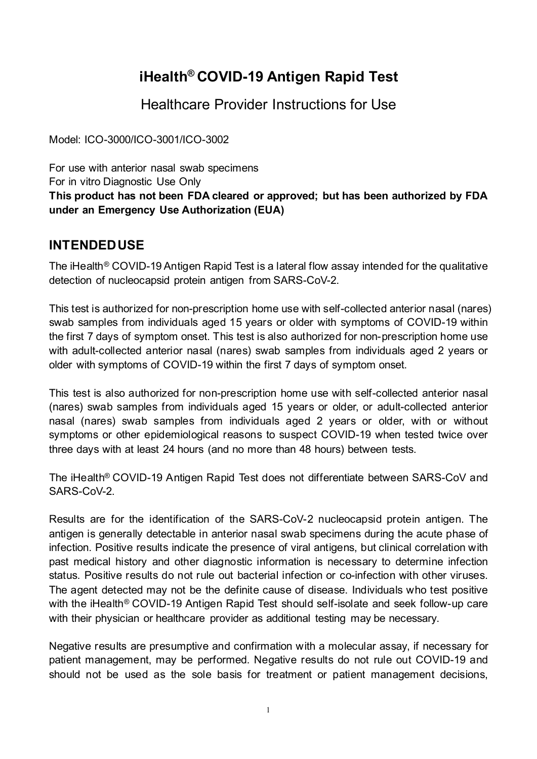# iHealth® COVID-19 Antigen Rapid Test

## Healthcare Provider Instructions for Use

Model: ICO-3000/ICO-3001/ICO-3002

For use with anterior nasal swab specimens
For in vitro Diagnostic Use Only
**This product has not been FDA cleared or approved; but has been authorized by FDA under an Emergency Use Authorization (EUA)**

## INTENDED USE

The iHealth® COVID-19 Antigen Rapid Test is a lateral flow assay intended for the qualitative detection of nucleocapsid protein antigen from SARS-CoV-2.

This test is authorized for non-prescription home use with self-collected anterior nasal (nares) swab samples from individuals aged 15 years or older with symptoms of COVID-19 within the first 7 days of symptom onset. This test is also authorized for non-prescription home use with adult-collected anterior nasal (nares) swab samples from individuals aged 2 years or older with symptoms of COVID-19 within the first 7 days of symptom onset.

This test is also authorized for non-prescription home use with self-collected anterior nasal (nares) swab samples from individuals aged 15 years or older, or adult-collected anterior nasal (nares) swab samples from individuals aged 2 years or older, with or without symptoms or other epidemiological reasons to suspect COVID-19 when tested twice over three days with at least 24 hours (and no more than 48 hours) between tests.

The iHealth® COVID-19 Antigen Rapid Test does not differentiate between SARS-CoV and SARS-CoV-2.

Results are for the identification of the SARS-CoV-2 nucleocapsid protein antigen. The antigen is generally detectable in anterior nasal swab specimens during the acute phase of infection. Positive results indicate the presence of viral antigens, but clinical correlation with past medical history and other diagnostic information is necessary to determine infection status. Positive results do not rule out bacterial infection or co-infection with other viruses. The agent detected may not be the definite cause of disease. Individuals who test positive with the iHealth® COVID-19 Antigen Rapid Test should self-isolate and seek follow-up care with their physician or healthcare provider as additional testing may be necessary.

Negative results are presumptive and confirmation with a molecular assay, if necessary for patient management, may be performed. Negative results do not rule out COVID-19 and should not be used as the sole basis for treatment or patient management decisions,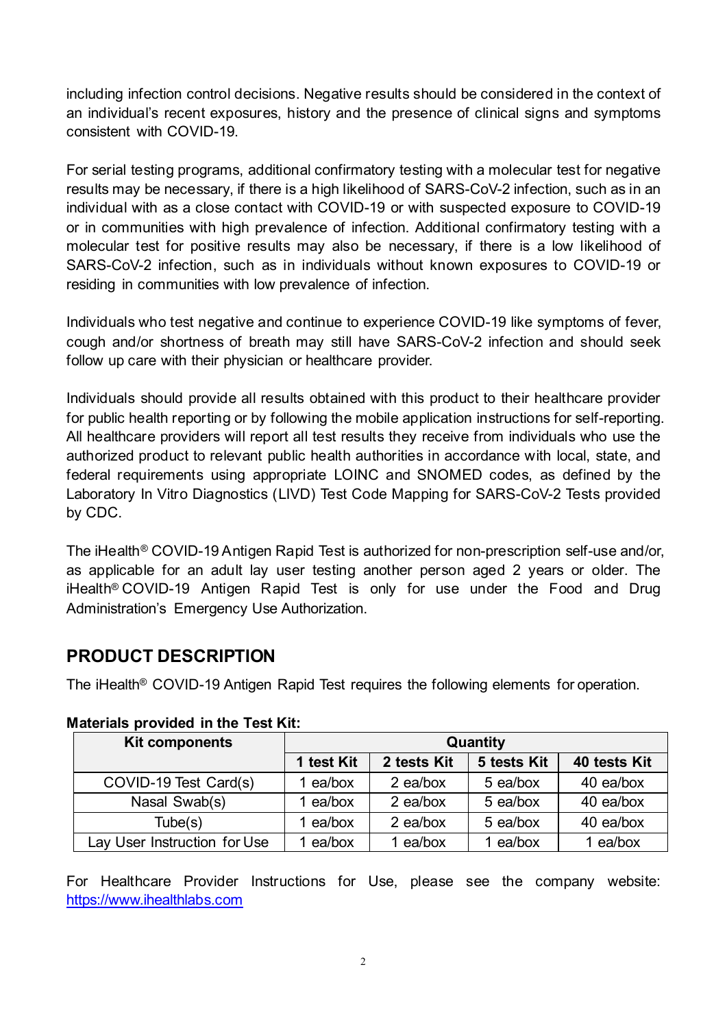including infection control decisions. Negative results should be considered in the context of an individual's recent exposures, history and the presence of clinical signs and symptoms consistent with COVID-19.

For serial testing programs, additional confirmatory testing with a molecular test for negative results may be necessary, if there is a high likelihood of SARS-CoV-2 infection, such as in an individual with as a close contact with COVID-19 or with suspected exposure to COVID-19 or in communities with high prevalence of infection. Additional confirmatory testing with a molecular test for positive results may also be necessary, if there is a low likelihood of SARS-CoV-2 infection, such as in individuals without known exposures to COVID-19 or residing in communities with low prevalence of infection.

Individuals who test negative and continue to experience COVID-19 like symptoms of fever, cough and/or shortness of breath may still have SARS-CoV-2 infection and should seek follow up care with their physician or healthcare provider.

Individuals should provide all results obtained with this product to their healthcare provider for public health reporting or by following the mobile application instructions for self-reporting. All healthcare providers will report all test results they receive from individuals who use the authorized product to relevant public health authorities in accordance with local, state, and federal requirements using appropriate LOINC and SNOMED codes, as defined by the Laboratory In Vitro Diagnostics (LIVD) Test Code Mapping for SARS-CoV-2 Tests provided by CDC.

The iHealth® COVID-19 Antigen Rapid Test is authorized for non-prescription self-use and/or, as applicable for an adult lay user testing another person aged 2 years or older. The iHealth® COVID-19 Antigen Rapid Test is only for use under the Food and Drug Administration's Emergency Use Authorization.

## PRODUCT DESCRIPTION

The iHealth® COVID-19 Antigen Rapid Test requires the following elements for operation.

**Materials provided in the Test Kit:**

| Kit components | Quantity | | | |
|---|---|---|---|---|
| | **1 test Kit** | **2 tests Kit** | **5 tests Kit** | **40 tests Kit** |
| COVID-19 Test Card(s) | 1 ea/box | 2 ea/box | 5 ea/box | 40 ea/box |
| Nasal Swab(s) | 1 ea/box | 2 ea/box | 5 ea/box | 40 ea/box |
| Tube(s) | 1 ea/box | 2 ea/box | 5 ea/box | 40 ea/box |
| Lay User Instruction for Use | 1 ea/box | 1 ea/box | 1 ea/box | 1 ea/box |

For Healthcare Provider Instructions for Use, please see the company website: https://www.ihealthlabs.com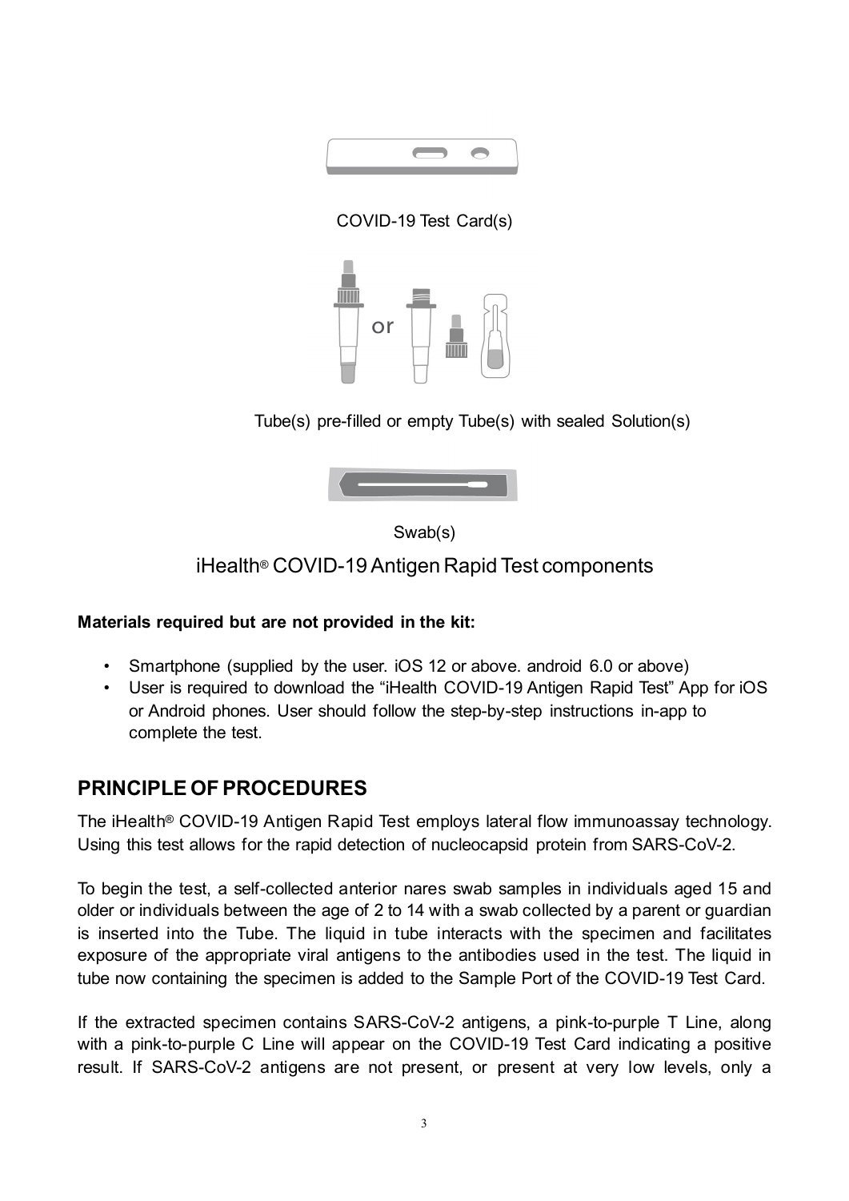COVID-19 Test Card(s)

Tube(s) pre-filled or empty Tube(s) with sealed Solution(s)

Swab(s)

iHealth® COVID-19 Antigen Rapid Test components

**Materials required but are not provided in the kit:**

- Smartphone (supplied by the user. iOS 12 or above. android 6.0 or above)
- User is required to download the "iHealth COVID-19 Antigen Rapid Test" App for iOS or Android phones. User should follow the step-by-step instructions in-app to complete the test.

## PRINCIPLE OF PROCEDURES

The iHealth® COVID-19 Antigen Rapid Test employs lateral flow immunoassay technology. Using this test allows for the rapid detection of nucleocapsid protein from SARS-CoV-2.

To begin the test, a self-collected anterior nares swab samples in individuals aged 15 and older or individuals between the age of 2 to 14 with a swab collected by a parent or guardian is inserted into the Tube. The liquid in tube interacts with the specimen and facilitates exposure of the appropriate viral antigens to the antibodies used in the test. The liquid in tube now containing the specimen is added to the Sample Port of the COVID-19 Test Card.

If the extracted specimen contains SARS-CoV-2 antigens, a pink-to-purple T Line, along with a pink-to-purple C Line will appear on the COVID-19 Test Card indicating a positive result. If SARS-CoV-2 antigens are not present, or present at very low levels, only a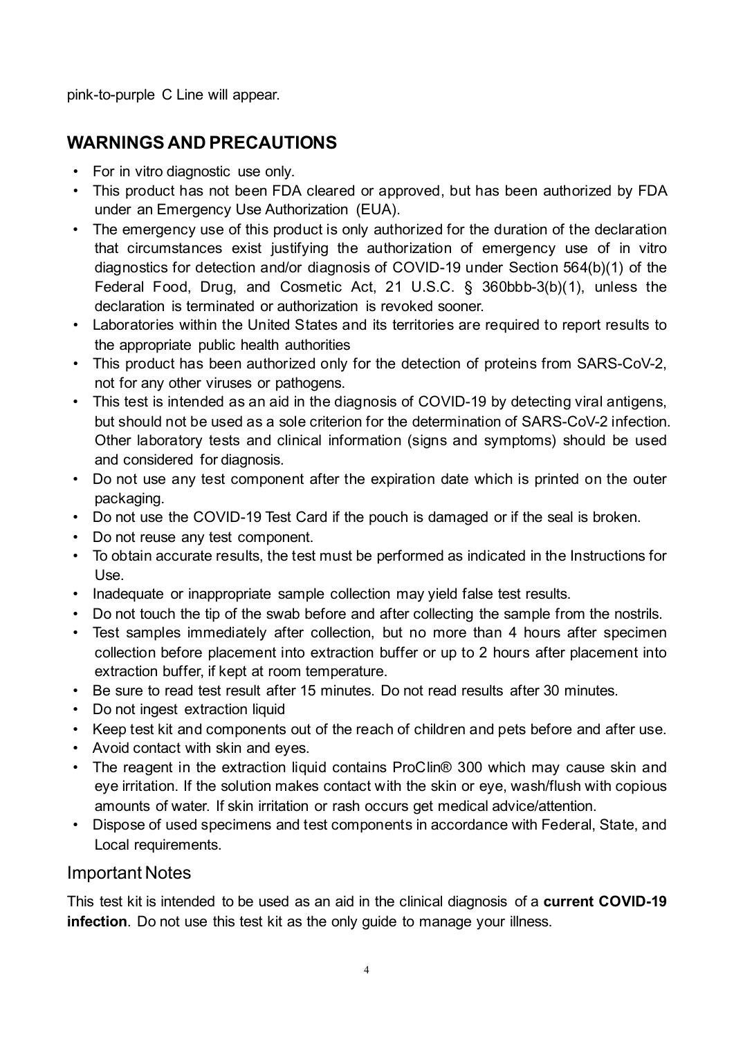pink-to-purple C Line will appear.

## WARNINGS AND PRECAUTIONS

- For in vitro diagnostic use only.
- This product has not been FDA cleared or approved, but has been authorized by FDA under an Emergency Use Authorization (EUA).
- The emergency use of this product is only authorized for the duration of the declaration that circumstances exist justifying the authorization of emergency use of in vitro diagnostics for detection and/or diagnosis of COVID-19 under Section 564(b)(1) of the Federal Food, Drug, and Cosmetic Act, 21 U.S.C. § 360bbb-3(b)(1), unless the declaration is terminated or authorization is revoked sooner.
- Laboratories within the United States and its territories are required to report results to the appropriate public health authorities
- This product has been authorized only for the detection of proteins from SARS-CoV-2, not for any other viruses or pathogens.
- This test is intended as an aid in the diagnosis of COVID-19 by detecting viral antigens, but should not be used as a sole criterion for the determination of SARS-CoV-2 infection. Other laboratory tests and clinical information (signs and symptoms) should be used and considered for diagnosis.
- Do not use any test component after the expiration date which is printed on the outer packaging.
- Do not use the COVID-19 Test Card if the pouch is damaged or if the seal is broken.
- Do not reuse any test component.
- To obtain accurate results, the test must be performed as indicated in the Instructions for Use.
- Inadequate or inappropriate sample collection may yield false test results.
- Do not touch the tip of the swab before and after collecting the sample from the nostrils.
- Test samples immediately after collection, but no more than 4 hours after specimen collection before placement into extraction buffer or up to 2 hours after placement into extraction buffer, if kept at room temperature.
- Be sure to read test result after 15 minutes. Do not read results after 30 minutes.
- Do not ingest extraction liquid
- Keep test kit and components out of the reach of children and pets before and after use.
- Avoid contact with skin and eyes.
- The reagent in the extraction liquid contains ProClin® 300 which may cause skin and eye irritation. If the solution makes contact with the skin or eye, wash/flush with copious amounts of water. If skin irritation or rash occurs get medical advice/attention.
- Dispose of used specimens and test components in accordance with Federal, State, and Local requirements.

### Important Notes

This test kit is intended to be used as an aid in the clinical diagnosis of a **current COVID-19 infection**. Do not use this test kit as the only guide to manage your illness.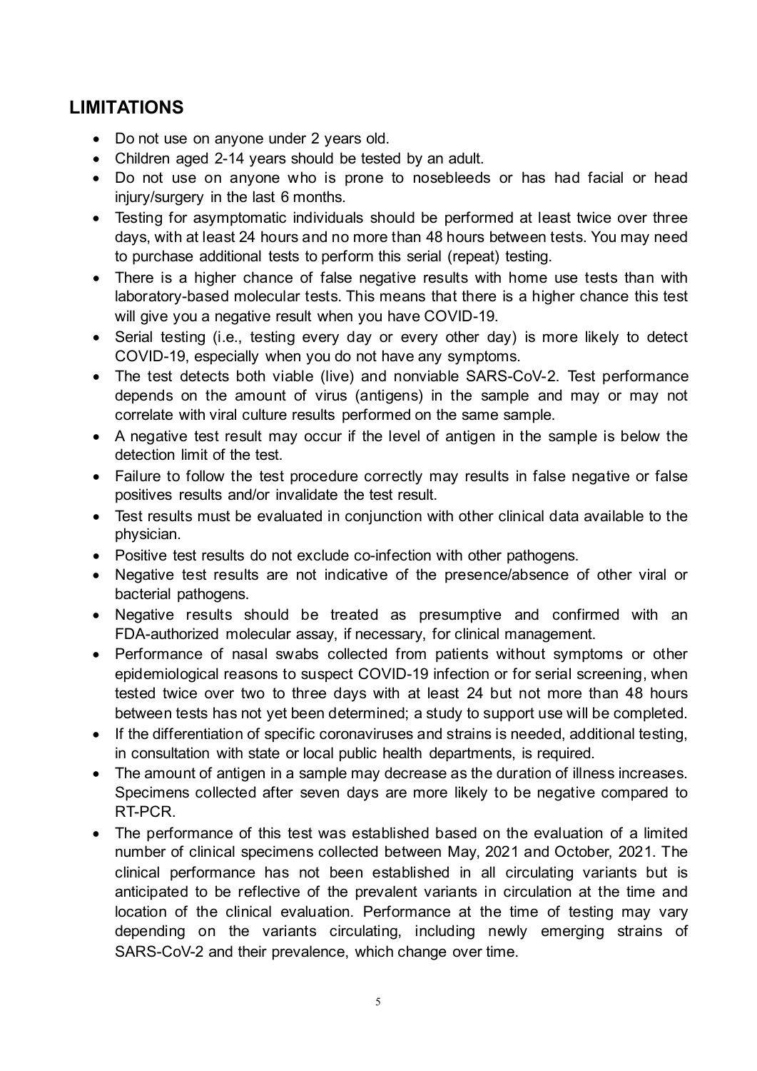## LIMITATIONS

- Do not use on anyone under 2 years old.
- Children aged 2-14 years should be tested by an adult.
- Do not use on anyone who is prone to nosebleeds or has had facial or head injury/surgery in the last 6 months.
- Testing for asymptomatic individuals should be performed at least twice over three days, with at least 24 hours and no more than 48 hours between tests. You may need to purchase additional tests to perform this serial (repeat) testing.
- There is a higher chance of false negative results with home use tests than with laboratory-based molecular tests. This means that there is a higher chance this test will give you a negative result when you have COVID-19.
- Serial testing (i.e., testing every day or every other day) is more likely to detect COVID-19, especially when you do not have any symptoms.
- The test detects both viable (live) and nonviable SARS-CoV-2. Test performance depends on the amount of virus (antigens) in the sample and may or may not correlate with viral culture results performed on the same sample.
- A negative test result may occur if the level of antigen in the sample is below the detection limit of the test.
- Failure to follow the test procedure correctly may results in false negative or false positives results and/or invalidate the test result.
- Test results must be evaluated in conjunction with other clinical data available to the physician.
- Positive test results do not exclude co-infection with other pathogens.
- Negative test results are not indicative of the presence/absence of other viral or bacterial pathogens.
- Negative results should be treated as presumptive and confirmed with an FDA-authorized molecular assay, if necessary, for clinical management.
- Performance of nasal swabs collected from patients without symptoms or other epidemiological reasons to suspect COVID-19 infection or for serial screening, when tested twice over two to three days with at least 24 but not more than 48 hours between tests has not yet been determined; a study to support use will be completed.
- If the differentiation of specific coronaviruses and strains is needed, additional testing, in consultation with state or local public health departments, is required.
- The amount of antigen in a sample may decrease as the duration of illness increases. Specimens collected after seven days are more likely to be negative compared to RT-PCR.
- The performance of this test was established based on the evaluation of a limited number of clinical specimens collected between May, 2021 and October, 2021. The clinical performance has not been established in all circulating variants but is anticipated to be reflective of the prevalent variants in circulation at the time and location of the clinical evaluation. Performance at the time of testing may vary depending on the variants circulating, including newly emerging strains of SARS-CoV-2 and their prevalence, which change over time.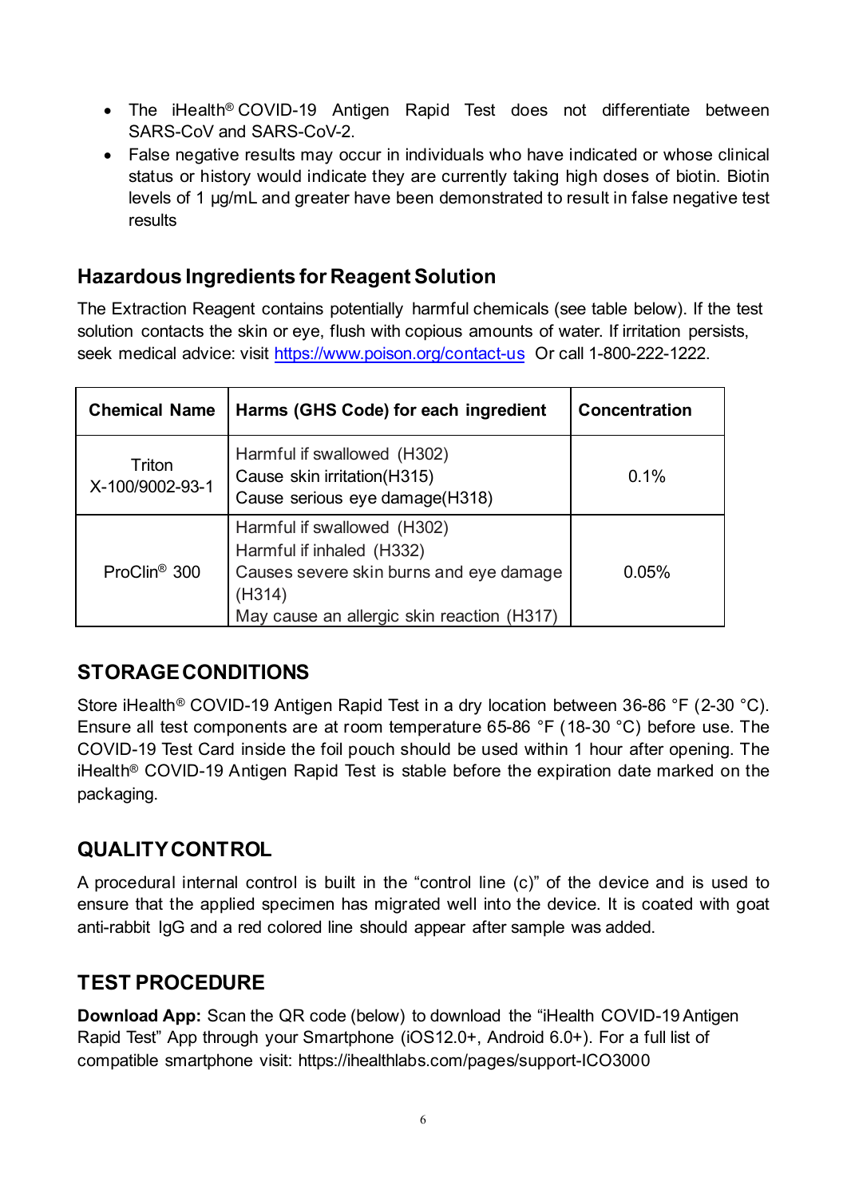- The iHealth® COVID-19 Antigen Rapid Test does not differentiate between SARS-CoV and SARS-CoV-2.
- False negative results may occur in individuals who have indicated or whose clinical status or history would indicate they are currently taking high doses of biotin. Biotin levels of 1 µg/mL and greater have been demonstrated to result in false negative test results

## Hazardous Ingredients for Reagent Solution

The Extraction Reagent contains potentially harmful chemicals (see table below). If the test solution contacts the skin or eye, flush with copious amounts of water. If irritation persists, seek medical advice: visit https://www.poison.org/contact-us Or call 1-800-222-1222.

| Chemical Name | Harms (GHS Code) for each ingredient | Concentration |
| --- | --- | --- |
| Triton X-100/9002-93-1 | Harmful if swallowed (H302)<br>Cause skin irritation(H315)<br>Cause serious eye damage(H318) | 0.1% |
| ProClin® 300 | Harmful if swallowed (H302)<br>Harmful if inhaled (H332)<br>Causes severe skin burns and eye damage (H314)<br>May cause an allergic skin reaction (H317) | 0.05% |

## STORAGE CONDITIONS

Store iHealth® COVID-19 Antigen Rapid Test in a dry location between 36-86 °F (2-30 °C). Ensure all test components are at room temperature 65-86 °F (18-30 °C) before use. The COVID-19 Test Card inside the foil pouch should be used within 1 hour after opening. The iHealth® COVID-19 Antigen Rapid Test is stable before the expiration date marked on the packaging.

## QUALITY CONTROL

A procedural internal control is built in the "control line (c)" of the device and is used to ensure that the applied specimen has migrated well into the device. It is coated with goat anti-rabbit IgG and a red colored line should appear after sample was added.

## TEST PROCEDURE

**Download App:** Scan the QR code (below) to download the "iHealth COVID-19 Antigen Rapid Test" App through your Smartphone (iOS12.0+, Android 6.0+). For a full list of compatible smartphone visit: https://ihealthlabs.com/pages/support-ICO3000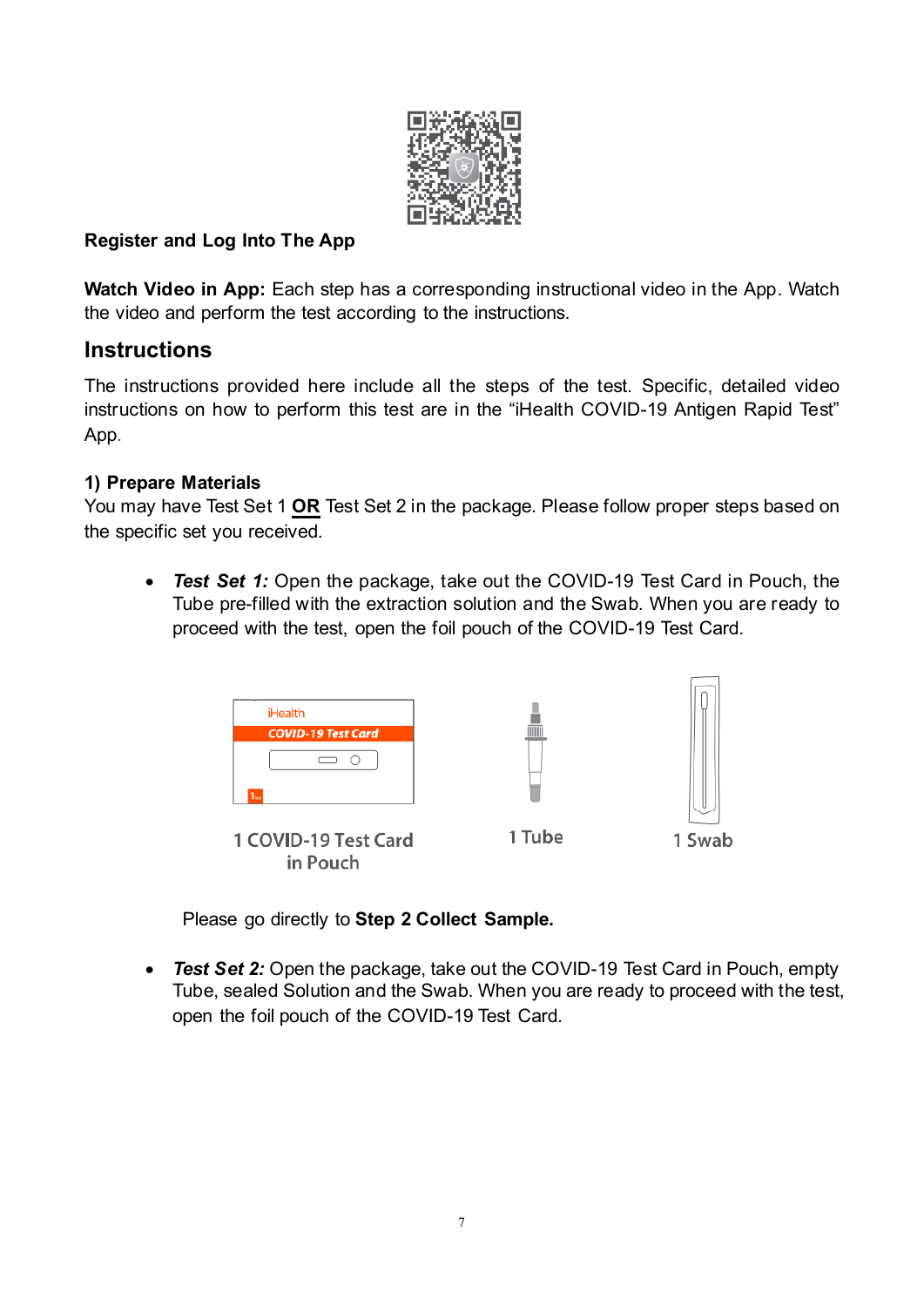**Register and Log Into The App**

**Watch Video in App:** Each step has a corresponding instructional video in the App. Watch the video and perform the test according to the instructions.

## Instructions

The instructions provided here include all the steps of the test. Specific, detailed video instructions on how to perform this test are in the "iHealth COVID-19 Antigen Rapid Test" App.

**1) Prepare Materials**

You may have Test Set 1 **OR** Test Set 2 in the package. Please follow proper steps based on the specific set you received.

- ***Test Set 1:*** Open the package, take out the COVID-19 Test Card in Pouch, the Tube pre-filled with the extraction solution and the Swab. When you are ready to proceed with the test, open the foil pouch of the COVID-19 Test Card.

1 COVID-19 Test Card in Pouch

1 Tube

1 Swab

Please go directly to **Step 2 Collect Sample.**

- ***Test Set 2:*** Open the package, take out the COVID-19 Test Card in Pouch, empty Tube, sealed Solution and the Swab. When you are ready to proceed with the test, open the foil pouch of the COVID-19 Test Card.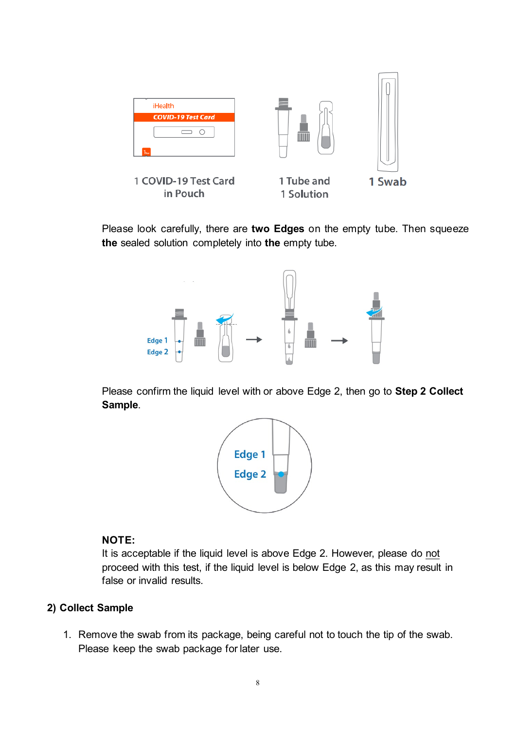1 COVID-19 Test Card in Pouch

1 Tube and 1 Solution

1 Swab

Please look carefully, there are **two Edges** on the empty tube. Then squeeze **the** sealed solution completely into **the** empty tube.

Edge 1
Edge 2

Please confirm the liquid level with or above Edge 2, then go to **Step 2 Collect Sample**.

Edge 1
Edge 2

**NOTE:**
It is acceptable if the liquid level is above Edge 2. However, please do not proceed with this test, if the liquid level is below Edge 2, as this may result in false or invalid results.

### 2) Collect Sample

1. Remove the swab from its package, being careful not to touch the tip of the swab. Please keep the swab package for later use.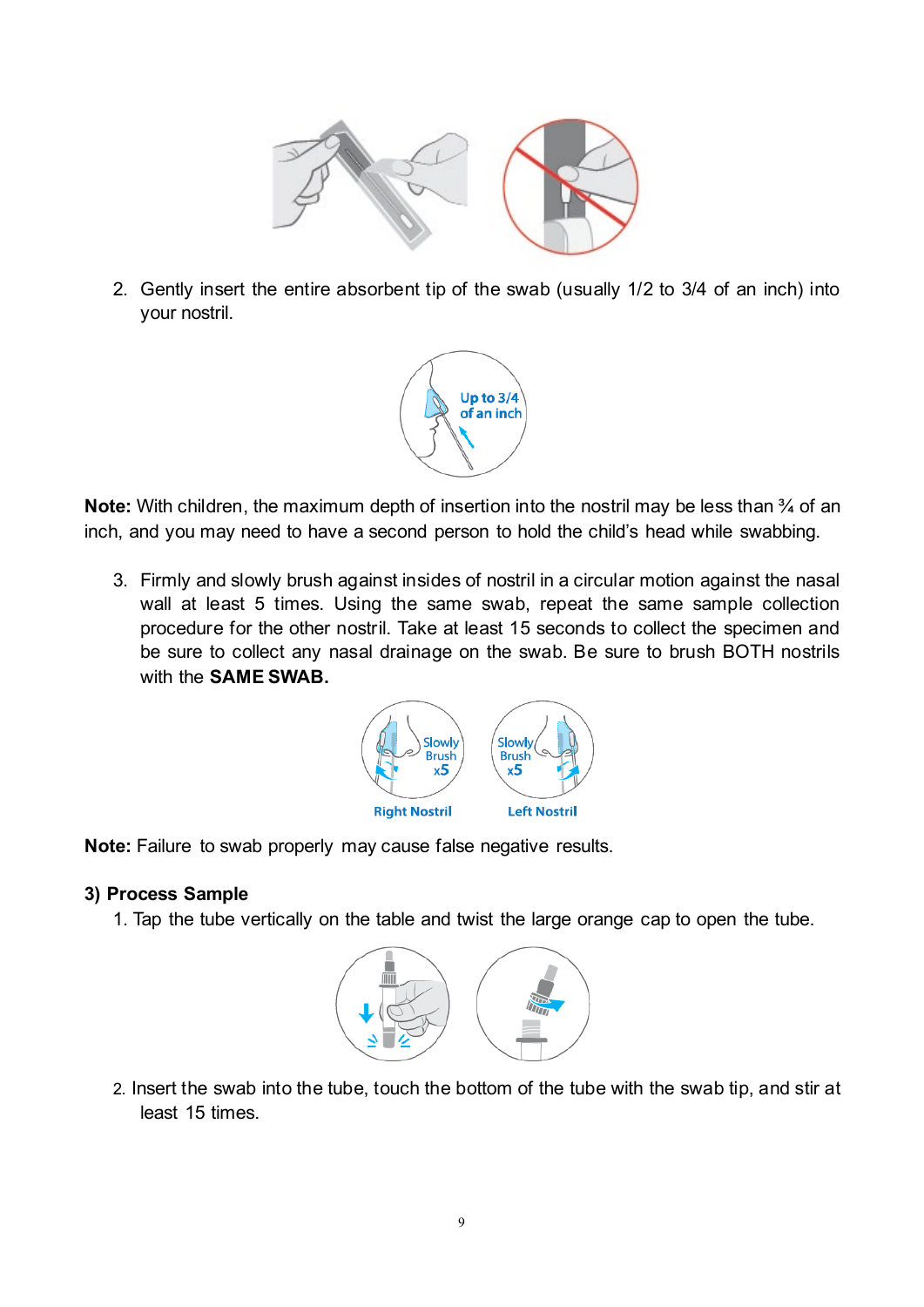2. Gently insert the entire absorbent tip of the swab (usually 1/2 to 3/4 of an inch) into your nostril.

**Note:** With children, the maximum depth of insertion into the nostril may be less than ¾ of an inch, and you may need to have a second person to hold the child's head while swabbing.

3. Firmly and slowly brush against insides of nostril in a circular motion against the nasal wall at least 5 times. Using the same swab, repeat the same sample collection procedure for the other nostril. Take at least 15 seconds to collect the specimen and be sure to collect any nasal drainage on the swab. Be sure to brush BOTH nostrils with the **SAME SWAB.**

**Note:** Failure to swab properly may cause false negative results.

**3) Process Sample**

1. Tap the tube vertically on the table and twist the large orange cap to open the tube.

2. Insert the swab into the tube, touch the bottom of the tube with the swab tip, and stir at least 15 times.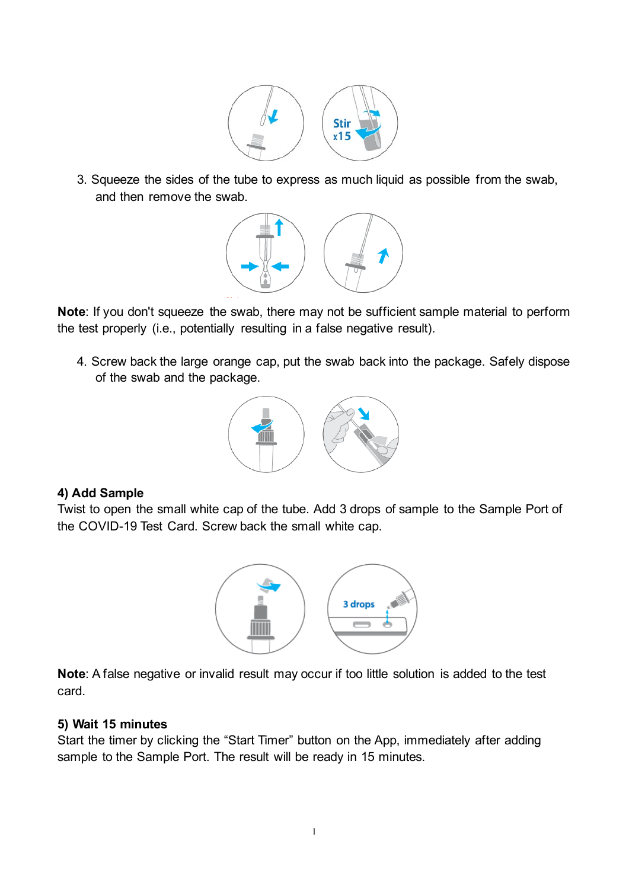3. Squeeze the sides of the tube to express as much liquid as possible from the swab, and then remove the swab.

**Note**: If you don't squeeze the swab, there may not be sufficient sample material to perform the test properly (i.e., potentially resulting in a false negative result).

4. Screw back the large orange cap, put the swab back into the package. Safely dispose of the swab and the package.

**4) Add Sample**

Twist to open the small white cap of the tube. Add 3 drops of sample to the Sample Port of the COVID-19 Test Card. Screw back the small white cap.

**Note**: A false negative or invalid result may occur if too little solution is added to the test card.

**5) Wait 15 minutes**

Start the timer by clicking the "Start Timer" button on the App, immediately after adding sample to the Sample Port. The result will be ready in 15 minutes.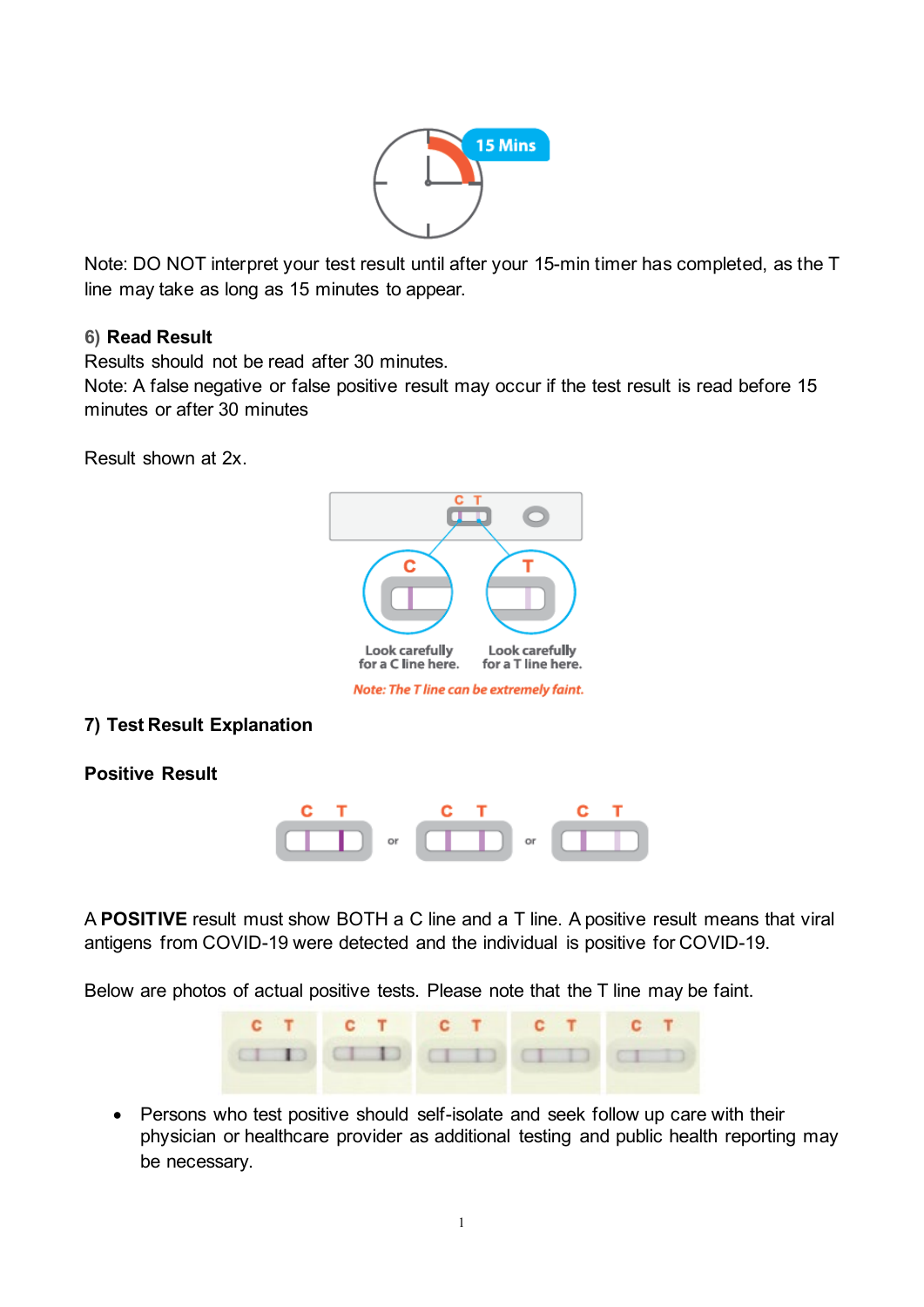Note: DO NOT interpret your test result until after your 15-min timer has completed, as the T line may take as long as 15 minutes to appear.

**6) Read Result**

Results should not be read after 30 minutes.

Note: A false negative or false positive result may occur if the test result is read before 15 minutes or after 30 minutes

Result shown at 2x.

**7) Test Result Explanation**

**Positive Result**

A **POSITIVE** result must show BOTH a C line and a T line. A positive result means that viral antigens from COVID-19 were detected and the individual is positive for COVID-19.

Below are photos of actual positive tests. Please note that the T line may be faint.

- Persons who test positive should self-isolate and seek follow up care with their physician or healthcare provider as additional testing and public health reporting may be necessary.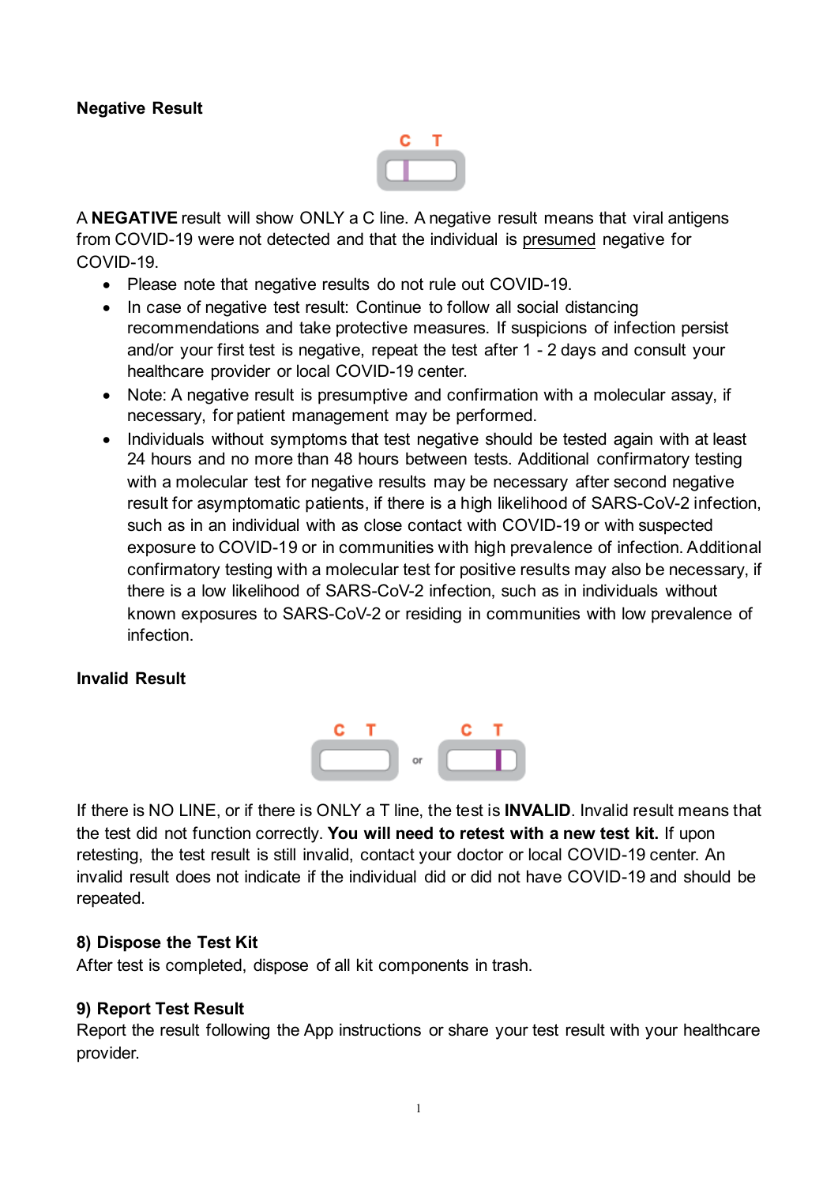**Negative Result**

A **NEGATIVE** result will show ONLY a C line. A negative result means that viral antigens from COVID-19 were not detected and that the individual is presumed negative for COVID-19.

- Please note that negative results do not rule out COVID-19.
- In case of negative test result: Continue to follow all social distancing recommendations and take protective measures. If suspicions of infection persist and/or your first test is negative, repeat the test after 1 - 2 days and consult your healthcare provider or local COVID-19 center.
- Note: A negative result is presumptive and confirmation with a molecular assay, if necessary, for patient management may be performed.
- Individuals without symptoms that test negative should be tested again with at least 24 hours and no more than 48 hours between tests. Additional confirmatory testing with a molecular test for negative results may be necessary after second negative result for asymptomatic patients, if there is a high likelihood of SARS-CoV-2 infection, such as in an individual with as close contact with COVID-19 or with suspected exposure to COVID-19 or in communities with high prevalence of infection. Additional confirmatory testing with a molecular test for positive results may also be necessary, if there is a low likelihood of SARS-CoV-2 infection, such as in individuals without known exposures to SARS-CoV-2 or residing in communities with low prevalence of infection.

**Invalid Result**

If there is NO LINE, or if there is ONLY a T line, the test is **INVALID**. Invalid result means that the test did not function correctly. **You will need to retest with a new test kit.** If upon retesting, the test result is still invalid, contact your doctor or local COVID-19 center. An invalid result does not indicate if the individual did or did not have COVID-19 and should be repeated.

**8) Dispose the Test Kit**

After test is completed, dispose of all kit components in trash.

**9) Report Test Result**

Report the result following the App instructions or share your test result with your healthcare provider.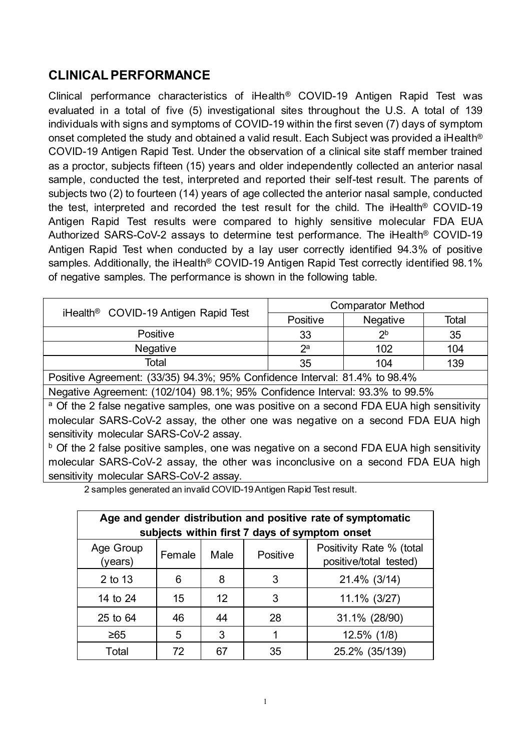## CLINICAL PERFORMANCE

Clinical performance characteristics of iHealth® COVID-19 Antigen Rapid Test was evaluated in a total of five (5) investigational sites throughout the U.S. A total of 139 individuals with signs and symptoms of COVID-19 within the first seven (7) days of symptom onset completed the study and obtained a valid result. Each Subject was provided a iHealth® COVID-19 Antigen Rapid Test. Under the observation of a clinical site staff member trained as a proctor, subjects fifteen (15) years and older independently collected an anterior nasal sample, conducted the test, interpreted and reported their self-test result. The parents of subjects two (2) to fourteen (14) years of age collected the anterior nasal sample, conducted the test, interpreted and recorded the test result for the child. The iHealth® COVID-19 Antigen Rapid Test results were compared to highly sensitive molecular FDA EUA Authorized SARS-CoV-2 assays to determine test performance. The iHealth® COVID-19 Antigen Rapid Test when conducted by a lay user correctly identified 94.3% of positive samples. Additionally, the iHealth® COVID-19 Antigen Rapid Test correctly identified 98.1% of negative samples. The performance is shown in the following table.

| iHealth® COVID-19 Antigen Rapid Test | Comparator Method | | |
|---|---|---|---|
| | Positive | Negative | Total |
| Positive | 33 | 2[b] | 35 |
| Negative | 2[a] | 102 | 104 |
| Total | 35 | 104 | 139 |

Positive Agreement: (33/35) 94.3%; 95% Confidence Interval: 81.4% to 98.4%

Negative Agreement: (102/104) 98.1%; 95% Confidence Interval: 93.3% to 99.5%

[a] Of the 2 false negative samples, one was positive on a second FDA EUA high sensitivity molecular SARS-CoV-2 assay, the other one was negative on a second FDA EUA high sensitivity molecular SARS-CoV-2 assay.

[b] Of the 2 false positive samples, one was negative on a second FDA EUA high sensitivity molecular SARS-CoV-2 assay, the other was inconclusive on a second FDA EUA high sensitivity molecular SARS-CoV-2 assay.

2 samples generated an invalid COVID-19 Antigen Rapid Test result.

| Age and gender distribution and positive rate of symptomatic subjects within first 7 days of symptom onset | | | | |
|---|---|---|---|---|
| Age Group (years) | Female | Male | Positive | Positivity Rate % (total positive/total tested) |
| 2 to 13 | 6 | 8 | 3 | 21.4% (3/14) |
| 14 to 24 | 15 | 12 | 3 | 11.1% (3/27) |
| 25 to 64 | 46 | 44 | 28 | 31.1% (28/90) |
| ≥65 | 5 | 3 | 1 | 12.5% (1/8) |
| Total | 72 | 67 | 35 | 25.2% (35/139) |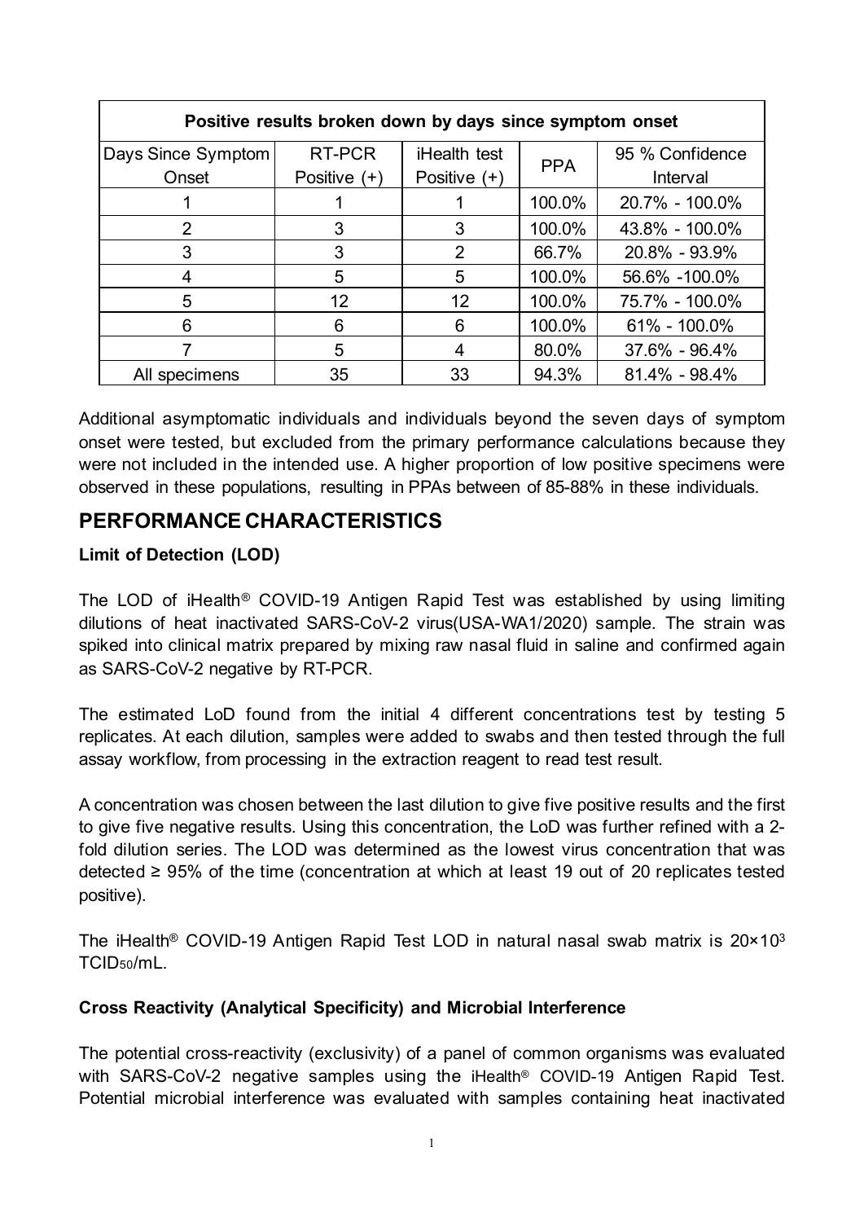| Positive results broken down by days since symptom onset | | | | |
|---|---|---|---|---|
| Days Since Symptom Onset | RT-PCR Positive (+) | iHealth test Positive (+) | PPA | 95 % Confidence Interval |
| 1 | 1 | 1 | 100.0% | 20.7% - 100.0% |
| 2 | 3 | 3 | 100.0% | 43.8% - 100.0% |
| 3 | 3 | 2 | 66.7% | 20.8% - 93.9% |
| 4 | 5 | 5 | 100.0% | 56.6% -100.0% |
| 5 | 12 | 12 | 100.0% | 75.7% - 100.0% |
| 6 | 6 | 6 | 100.0% | 61% - 100.0% |
| 7 | 5 | 4 | 80.0% | 37.6% - 96.4% |
| All specimens | 35 | 33 | 94.3% | 81.4% - 98.4% |

Additional asymptomatic individuals and individuals beyond the seven days of symptom onset were tested, but excluded from the primary performance calculations because they were not included in the intended use. A higher proportion of low positive specimens were observed in these populations, resulting in PPAs between of 85-88% in these individuals.

## PERFORMANCE CHARACTERISTICS

### Limit of Detection (LOD)

The LOD of iHealth® COVID-19 Antigen Rapid Test was established by using limiting dilutions of heat inactivated SARS-CoV-2 virus(USA-WA1/2020) sample. The strain was spiked into clinical matrix prepared by mixing raw nasal fluid in saline and confirmed again as SARS-CoV-2 negative by RT-PCR.

The estimated LoD found from the initial 4 different concentrations test by testing 5 replicates. At each dilution, samples were added to swabs and then tested through the full assay workflow, from processing in the extraction reagent to read test result.

A concentration was chosen between the last dilution to give five positive results and the first to give five negative results. Using this concentration, the LoD was further refined with a 2-fold dilution series. The LOD was determined as the lowest virus concentration that was detected ≥ 95% of the time (concentration at which at least 19 out of 20 replicates tested positive).

The iHealth® COVID-19 Antigen Rapid Test LOD in natural nasal swab matrix is $20 \times 10^3$ $TCID_{50}$/mL.

### Cross Reactivity (Analytical Specificity) and Microbial Interference

The potential cross-reactivity (exclusivity) of a panel of common organisms was evaluated with SARS-CoV-2 negative samples using the iHealth® COVID-19 Antigen Rapid Test. Potential microbial interference was evaluated with samples containing heat inactivated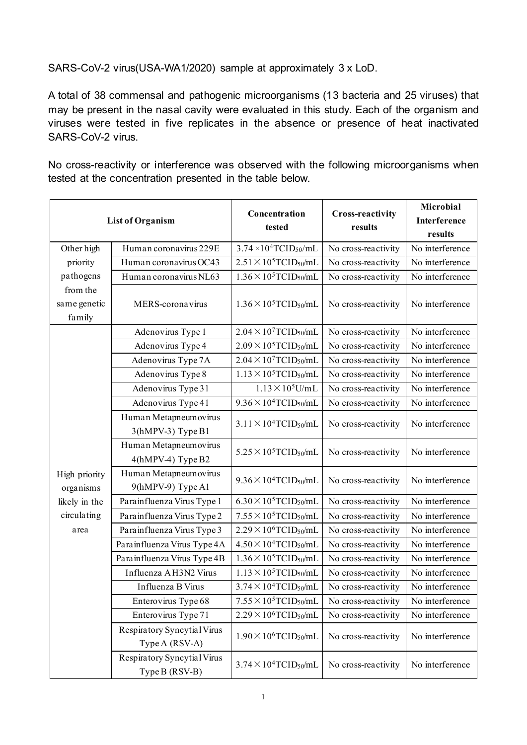SARS-CoV-2 virus(USA-WA1/2020) sample at approximately 3 x LoD.

A total of 38 commensal and pathogenic microorganisms (13 bacteria and 25 viruses) that may be present in the nasal cavity were evaluated in this study. Each of the organism and viruses were tested in five replicates in the absence or presence of heat inactivated SARS-CoV-2 virus.

No cross-reactivity or interference was observed with the following microorganisms when tested at the concentration presented in the table below.

| List of Organism | | Concentration tested | Cross-reactivity results | Microbial Interference results |
|---|---|---|---|---|
| Other high priority pathogens from the same genetic family | Human coronavirus 229E | $3.74 \times 10^4$ $TCID_{50}$/mL | No cross-reactivity | No interference |
| | Human coronavirus OC43 | $2.51 \times 10^5$ $TCID_{50}$/mL | No cross-reactivity | No interference |
| | Human coronavirus NL63 | $1.36 \times 10^5$ $TCID_{50}$/mL | No cross-reactivity | No interference |
| | MERS-coronavirus | $1.36 \times 10^5$ $TCID_{50}$/mL | No cross-reactivity | No interference |
| High priority organisms likely in the circulating area | Adenovirus Type 1 | $2.04 \times 10^7$ $TCID_{50}$/mL | No cross-reactivity | No interference |
| | Adenovirus Type 4 | $2.09 \times 10^5$ $TCID_{50}$/mL | No cross-reactivity | No interference |
| | Adenovirus Type 7A | $2.04 \times 10^7$ $TCID_{50}$/mL | No cross-reactivity | No interference |
| | Adenovirus Type 8 | $1.13 \times 10^5$ $TCID_{50}$/mL | No cross-reactivity | No interference |
| | Adenovirus Type 31 | $1.13 \times 10^5$ U/mL | No cross-reactivity | No interference |
| | Adenovirus Type 41 | $9.36 \times 10^4$ $TCID_{50}$/mL | No cross-reactivity | No interference |
| | Human Metapneumovirus 3(hMPV-3) Type B1 | $3.11 \times 10^4$ $TCID_{50}$/mL | No cross-reactivity | No interference |
| | Human Metapneumovirus 4(hMPV-4) Type B2 | $5.25 \times 10^5$ $TCID_{50}$/mL | No cross-reactivity | No interference |
| | Human Metapneumovirus 9(hMPV-9) Type A1 | $9.36 \times 10^4$ $TCID_{50}$/mL | No cross-reactivity | No interference |
| | Parainfluenza Virus Type 1 | $6.30 \times 10^5$ $TCID_{50}$/mL | No cross-reactivity | No interference |
| | Parainfluenza Virus Type 2 | $7.55 \times 10^5$ $TCID_{50}$/mL | No cross-reactivity | No interference |
| | Parainfluenza Virus Type 3 | $2.29 \times 10^6$ $TCID_{50}$/mL | No cross-reactivity | No interference |
| | Parainfluenza Virus Type 4A | $4.50 \times 10^4$ $TCID_{50}$/mL | No cross-reactivity | No interference |
| | Parainfluenza Virus Type 4B | $1.36 \times 10^5$ $TCID_{50}$/mL | No cross-reactivity | No interference |
| | Influenza A H3N2 Virus | $1.13 \times 10^5$ $TCID_{50}$/mL | No cross-reactivity | No interference |
| | Influenza B Virus | $3.74 \times 10^4$ $TCID_{50}$/mL | No cross-reactivity | No interference |
| | Enterovirus Type 68 | $7.55 \times 10^5$ $TCID_{50}$/mL | No cross-reactivity | No interference |
| | Enterovirus Type 71 | $2.29 \times 10^6$ $TCID_{50}$/mL | No cross-reactivity | No interference |
| | Respiratory Syncytial Virus Type A (RSV-A) | $1.90 \times 10^6$ $TCID_{50}$/mL | No cross-reactivity | No interference |
| | Respiratory Syncytial Virus Type B (RSV-B) | $3.74 \times 10^4$ $TCID_{50}$/mL | No cross-reactivity | No interference |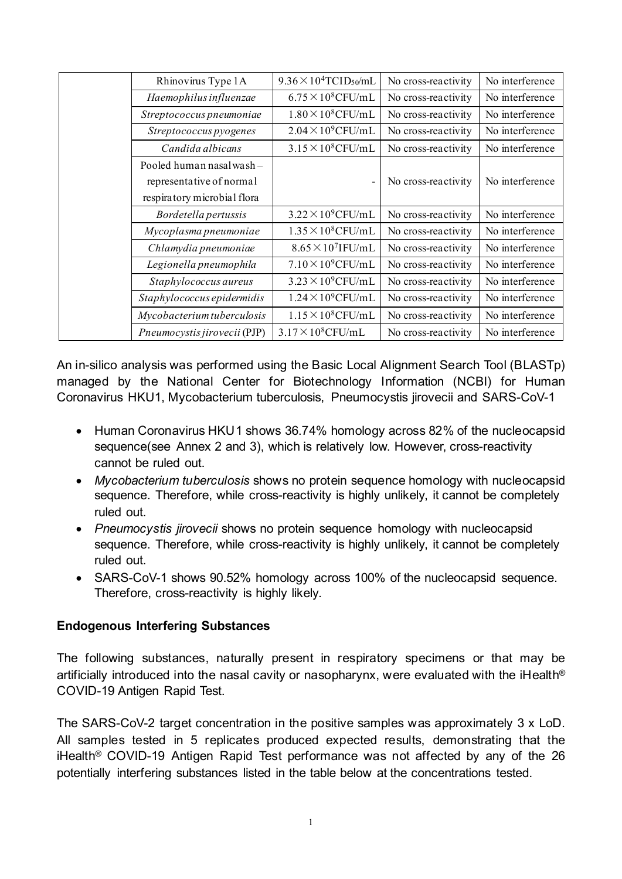| | Rhinovirus Type 1A | $9.36 \times 10^4$TCID$_{50}$/mL | No cross-reactivity | No interference |
|---|---|---|---|---|
| | *Haemophilus influenzae* | $6.75 \times 10^8$CFU/mL | No cross-reactivity | No interference |
| | *Streptococcus pneumoniae* | $1.80 \times 10^8$CFU/mL | No cross-reactivity | No interference |
| | *Streptococcus pyogenes* | $2.04 \times 10^9$CFU/mL | No cross-reactivity | No interference |
| | *Candida albicans* | $3.15 \times 10^8$CFU/mL | No cross-reactivity | No interference |
| | Pooled human nasal wash – representative of normal respiratory microbial flora | - | No cross-reactivity | No interference |
| | *Bordetella pertussis* | $3.22 \times 10^9$CFU/mL | No cross-reactivity | No interference |
| | *Mycoplasma pneumoniae* | $1.35 \times 10^8$CFU/mL | No cross-reactivity | No interference |
| | *Chlamydia pneumoniae* | $8.65 \times 10^7$IFU/mL | No cross-reactivity | No interference |
| | *Legionella pneumophila* | $7.10 \times 10^9$CFU/mL | No cross-reactivity | No interference |
| | *Staphylococcus aureus* | $3.23 \times 10^9$CFU/mL | No cross-reactivity | No interference |
| | *Staphylococcus epidermidis* | $1.24 \times 10^9$CFU/mL | No cross-reactivity | No interference |
| | *Mycobacterium tuberculosis* | $1.15 \times 10^8$CFU/mL | No cross-reactivity | No interference |
| | *Pneumocystis jirovecii* (PJP) | $3.17 \times 10^8$CFU/mL | No cross-reactivity | No interference |

An in-silico analysis was performed using the Basic Local Alignment Search Tool (BLASTp) managed by the National Center for Biotechnology Information (NCBI) for Human Coronavirus HKU1, Mycobacterium tuberculosis, Pneumocystis jirovecii and SARS-CoV-1

- Human Coronavirus HKU1 shows 36.74% homology across 82% of the nucleocapsid sequence(see Annex 2 and 3), which is relatively low. However, cross-reactivity cannot be ruled out.
- *Mycobacterium tuberculosis* shows no protein sequence homology with nucleocapsid sequence. Therefore, while cross-reactivity is highly unlikely, it cannot be completely ruled out.
- *Pneumocystis jirovecii* shows no protein sequence homology with nucleocapsid sequence. Therefore, while cross-reactivity is highly unlikely, it cannot be completely ruled out.
- SARS-CoV-1 shows 90.52% homology across 100% of the nucleocapsid sequence. Therefore, cross-reactivity is highly likely.

**Endogenous Interfering Substances**

The following substances, naturally present in respiratory specimens or that may be artificially introduced into the nasal cavity or nasopharynx, were evaluated with the iHealth® COVID-19 Antigen Rapid Test.

The SARS-CoV-2 target concentration in the positive samples was approximately 3 x LoD. All samples tested in 5 replicates produced expected results, demonstrating that the iHealth® COVID-19 Antigen Rapid Test performance was not affected by any of the 26 potentially interfering substances listed in the table below at the concentrations tested.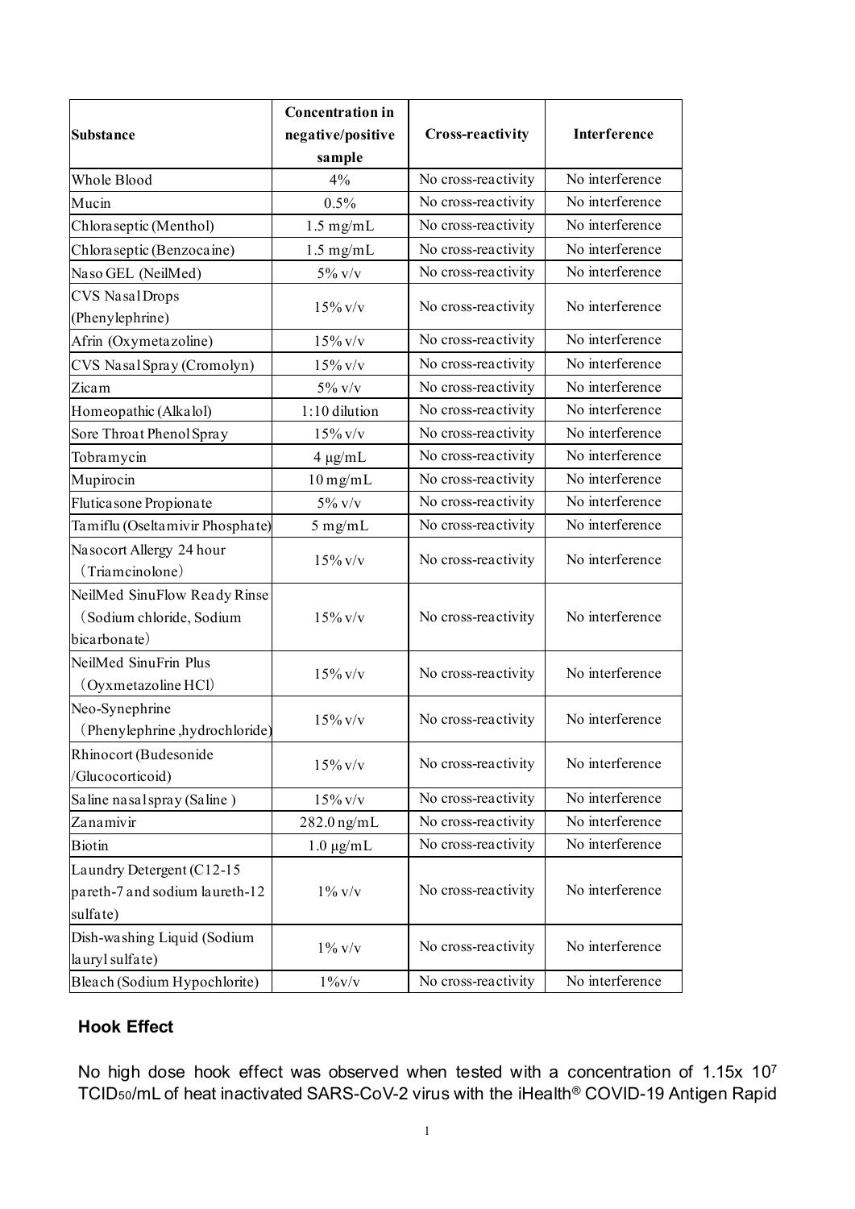| Substance | Concentration in negative/positive sample | Cross-reactivity | Interference |
|---|---|---|---|
| Whole Blood | 4% | No cross-reactivity | No interference |
| Mucin | 0.5% | No cross-reactivity | No interference |
| Chloraseptic (Menthol) | 1.5 mg/mL | No cross-reactivity | No interference |
| Chloraseptic (Benzocaine) | 1.5 mg/mL | No cross-reactivity | No interference |
| Naso GEL (NeilMed) | 5% v/v | No cross-reactivity | No interference |
| CVS Nasal Drops (Phenylephrine) | 15% v/v | No cross-reactivity | No interference |
| Afrin (Oxymetazoline) | 15% v/v | No cross-reactivity | No interference |
| CVS Nasal Spray (Cromolyn) | 15% v/v | No cross-reactivity | No interference |
| Zicam | 5% v/v | No cross-reactivity | No interference |
| Homeopathic (Alkalol) | 1:10 dilution | No cross-reactivity | No interference |
| Sore Throat Phenol Spray | 15% v/v | No cross-reactivity | No interference |
| Tobramycin | 4 μg/mL | No cross-reactivity | No interference |
| Mupirocin | 10 mg/mL | No cross-reactivity | No interference |
| Fluticasone Propionate | 5% v/v | No cross-reactivity | No interference |
| Tamiflu (Oseltamivir Phosphate) | 5 mg/mL | No cross-reactivity | No interference |
| Nasocort Allergy 24 hour (Triamcinolone) | 15% v/v | No cross-reactivity | No interference |
| NeilMed SinuFlow Ready Rinse (Sodium chloride, Sodium bicarbonate) | 15% v/v | No cross-reactivity | No interference |
| NeilMed SinuFrin Plus (Oyxmetazoline HCl) | 15% v/v | No cross-reactivity | No interference |
| Neo-Synephrine (Phenylephrine ,hydrochloride) | 15% v/v | No cross-reactivity | No interference |
| Rhinocort (Budesonide /Glucocorticoid) | 15% v/v | No cross-reactivity | No interference |
| Saline nasal spray (Saline ) | 15% v/v | No cross-reactivity | No interference |
| Zanamivir | 282.0 ng/mL | No cross-reactivity | No interference |
| Biotin | 1.0 μg/mL | No cross-reactivity | No interference |
| Laundry Detergent (C12-15 pareth-7 and sodium laureth-12 sulfate) | 1% v/v | No cross-reactivity | No interference |
| Dish-washing Liquid (Sodium lauryl sulfate) | 1% v/v | No cross-reactivity | No interference |
| Bleach (Sodium Hypochlorite) | 1%v/v | No cross-reactivity | No interference |

### Hook Effect

No high dose hook effect was observed when tested with a concentration of $1.15 \times 10^7$ $TCID_{50}$/mL of heat inactivated SARS-CoV-2 virus with the iHealth® COVID-19 Antigen Rapid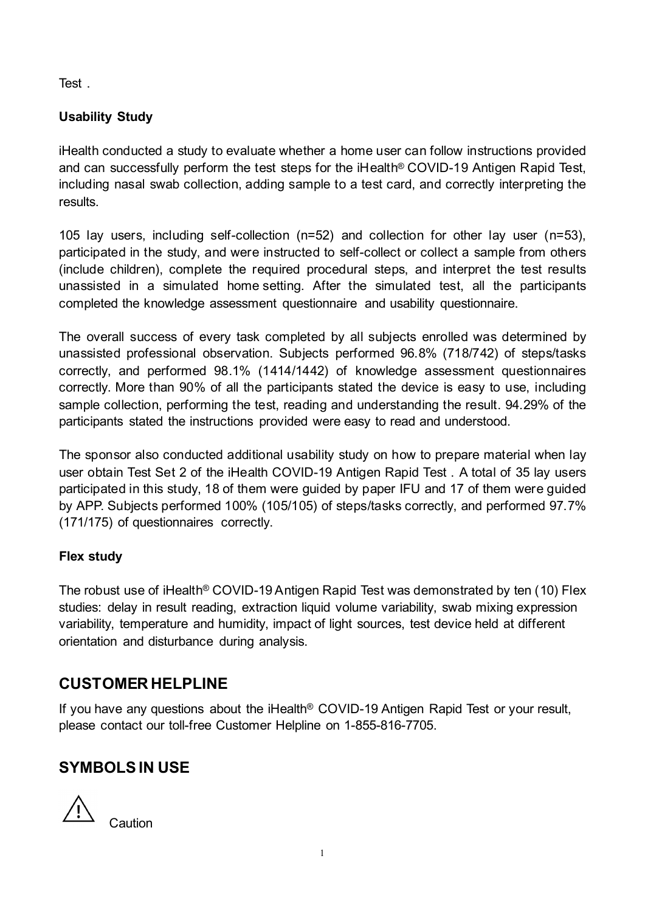Test .

**Usability Study**

iHealth conducted a study to evaluate whether a home user can follow instructions provided and can successfully perform the test steps for the iHealth® COVID-19 Antigen Rapid Test, including nasal swab collection, adding sample to a test card, and correctly interpreting the results.

105 lay users, including self-collection (n=52) and collection for other lay user (n=53), participated in the study, and were instructed to self-collect or collect a sample from others (include children), complete the required procedural steps, and interpret the test results unassisted in a simulated home setting. After the simulated test, all the participants completed the knowledge assessment questionnaire and usability questionnaire.

The overall success of every task completed by all subjects enrolled was determined by unassisted professional observation. Subjects performed 96.8% (718/742) of steps/tasks correctly, and performed 98.1% (1414/1442) of knowledge assessment questionnaires correctly. More than 90% of all the participants stated the device is easy to use, including sample collection, performing the test, reading and understanding the result. 94.29% of the participants stated the instructions provided were easy to read and understood.

The sponsor also conducted additional usability study on how to prepare material when lay user obtain Test Set 2 of the iHealth COVID-19 Antigen Rapid Test . A total of 35 lay users participated in this study, 18 of them were guided by paper IFU and 17 of them were guided by APP. Subjects performed 100% (105/105) of steps/tasks correctly, and performed 97.7% (171/175) of questionnaires correctly.

**Flex study**

The robust use of iHealth® COVID-19 Antigen Rapid Test was demonstrated by ten (10) Flex studies: delay in result reading, extraction liquid volume variability, swab mixing expression variability, temperature and humidity, impact of light sources, test device held at different orientation and disturbance during analysis.

## CUSTOMER HELPLINE

If you have any questions about the iHealth® COVID-19 Antigen Rapid Test or your result, please contact our toll-free Customer Helpline on 1-855-816-7705.

## SYMBOLS IN USE

⚠ Caution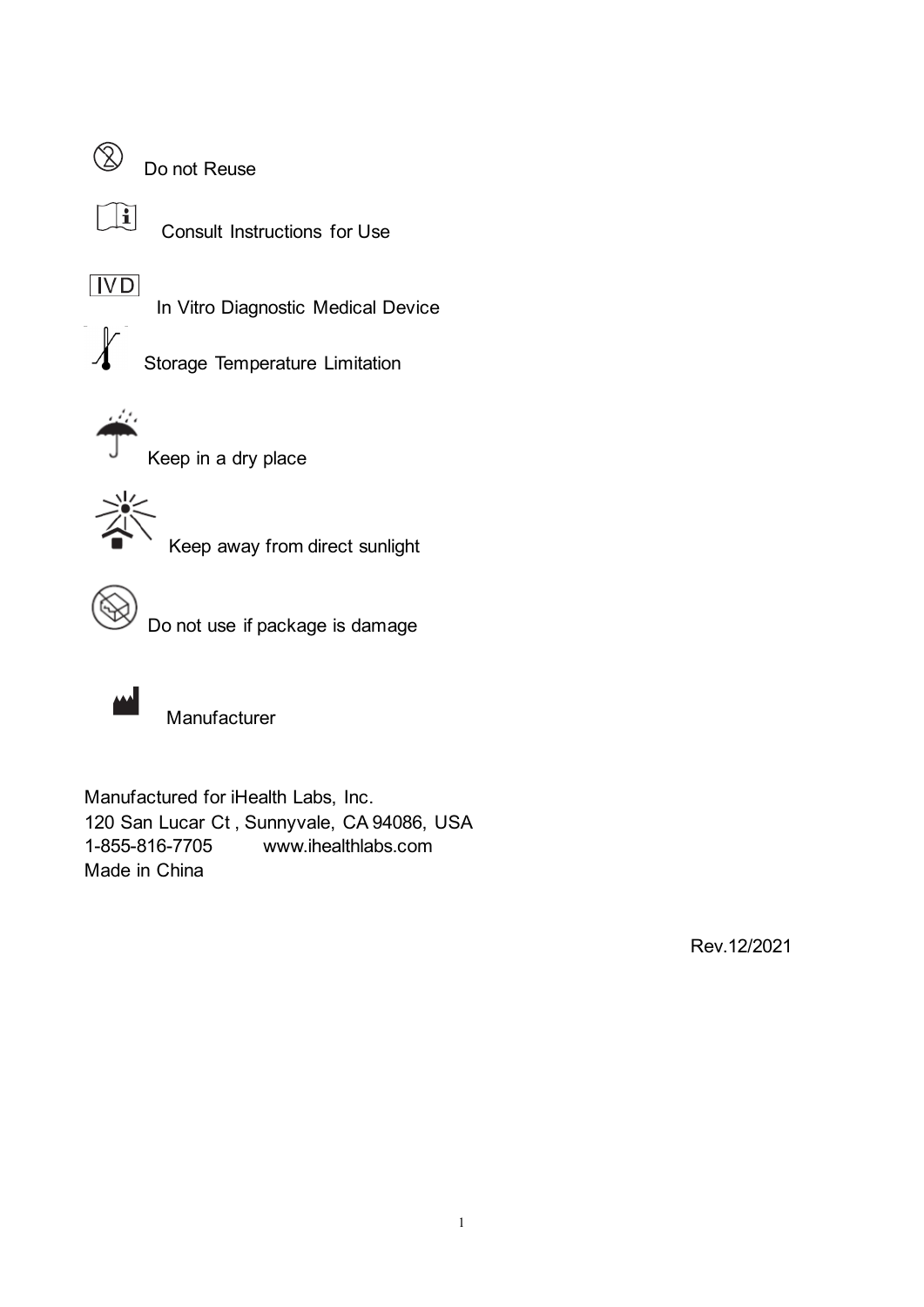Do not Reuse

Consult Instructions for Use

IVD

In Vitro Diagnostic Medical Device

Storage Temperature Limitation

Keep in a dry place

Keep away from direct sunlight

Do not use if package is damage

Manufacturer

Manufactured for iHealth Labs, Inc.
120 San Lucar Ct , Sunnyvale, CA 94086, USA
1-855-816-7705 www.ihealthlabs.com
Made in China

Rev.12/2021